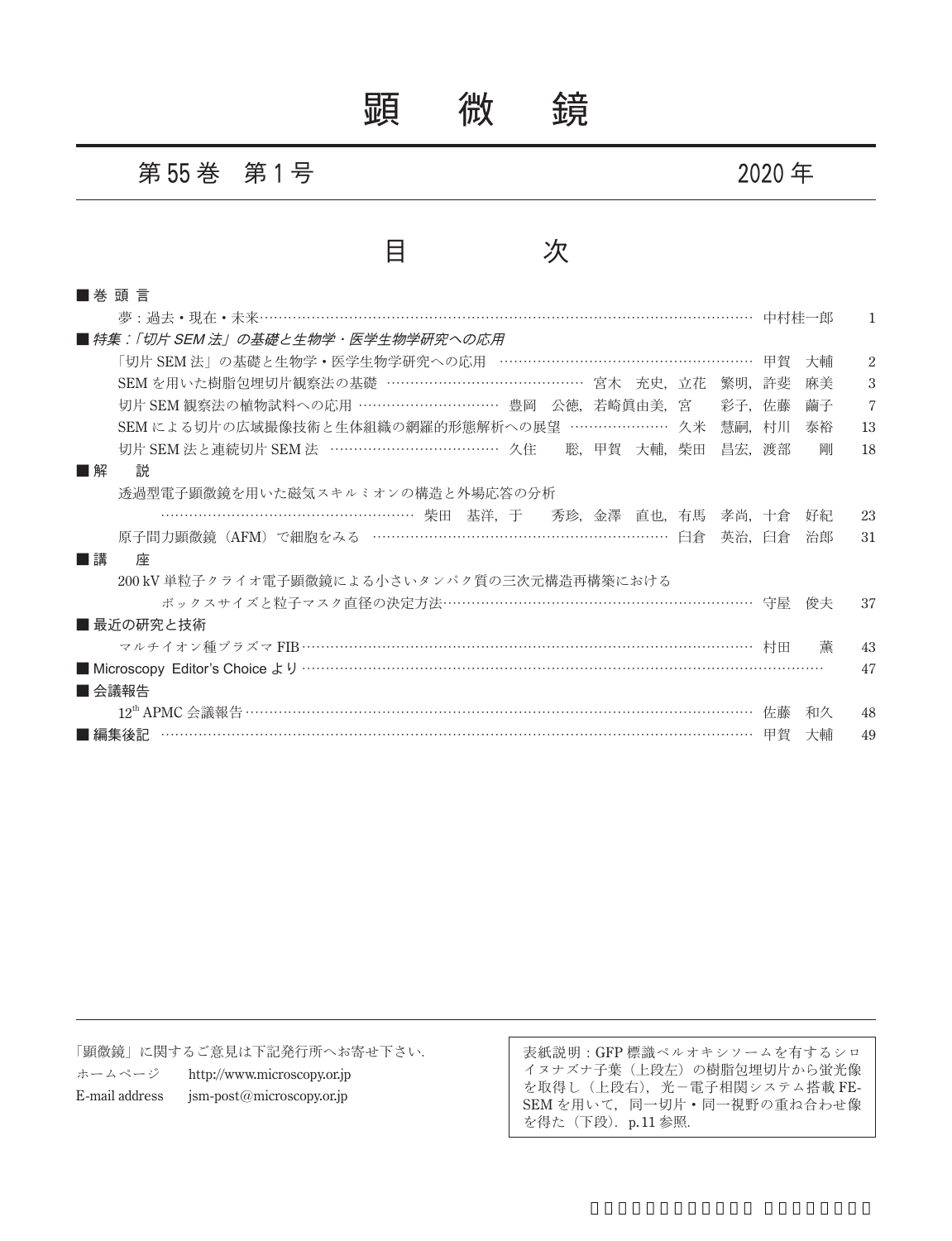# 顕　微　鏡

## 第 55 巻　第 1 号　　　　　　　　　　　　2020 年

## 目　　　次

■ 巻 頭 言

夢：過去・現在・未来……………………………………………………………… 中村桂一郎　1

■ *特集：「切片 SEM 法」の基礎と生物学・医学生物学研究への応用*

「切片 SEM 法」の基礎と生物学・医学生物学研究への応用 …………………………………… 甲賀　大輔　2

SEM を用いた樹脂包埋切片観察法の基礎 ……………………………… 宮木　充史，立花　繁明，許斐　麻美　3

切片 SEM 観察法の植物試料への応用 ………………………… 豊岡　公徳，若崎眞由美，宮　　彩子，佐藤　繭子　7

SEM による切片の広域撮像技術と生体組織の網羅的形態解析への展望 ………………… 久米　慧嗣，村川　泰裕　13

切片 SEM 法と連続切片 SEM 法 ……………………………… 久住　　聡，甲賀　大輔，柴田　昌宏，渡部　　剛　18

■ 解　　説

透過型電子顕微鏡を用いた磁気スキルミオンの構造と外場応答の分析

…………………………………………… 柴田　基洋，于　　秀珍，金澤　直也，有馬　孝尚，十倉　好紀　23

原子間力顕微鏡（AFM）で細胞をみる …………………………………………………… 臼倉　英治，臼倉　治郎　31

■ 講　　座

200 kV 単粒子クライオ電子顕微鏡による小さいタンパク質の三次元構造再構築における

ボックスサイズと粒子マスク直径の決定方法……………………………………………………… 守屋　俊夫　37

■ 最近の研究と技術

マルチイオン種プラズマ FIB ………………………………………………………………… 村田　　薫　43

■ Microscopy Editor's Choice より …………………………………………………………………………… 47

■ 会議報告

12th APMC 会議報告 ……………………………………………………………………………… 佐藤　和久　48

■ 編集後記 ……………………………………………………………………………………………… 甲賀　大輔　49

---

「顕微鏡」に関するご意見は下記発行所へお寄せ下さい.

ホームページ　　http://www.microscopy.or.jp

E-mail address　　jsm-post@microscopy.or.jp

表紙説明：GFP 標識ペルオキシソームを有するシロイヌナズナ子葉（上段左）の樹脂包埋切片から蛍光像を取得し（上段右），光－電子相関システム搭載 FE-SEM を用いて，同一切片・同一視野の重ね合わせ像を得た（下段）．p. 11 参照.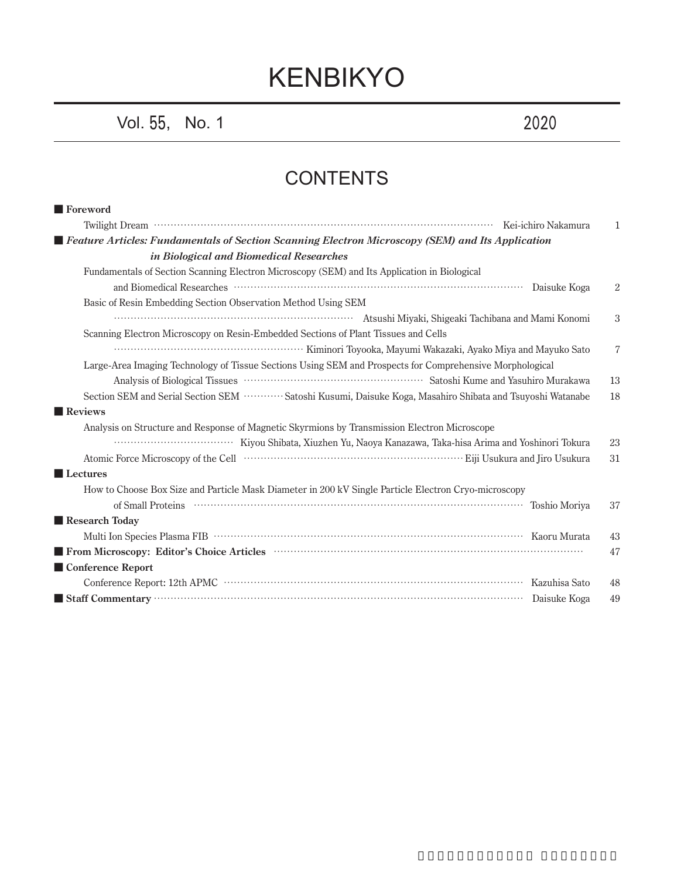# KENBIKYO

Vol. 55, No. 1 2020

## CONTENTS

**■ Foreword**

Twilight Dream ········ Kei-ichiro Nakamura 1

***■ Feature Articles: Fundamentals of Section Scanning Electron Microscopy (SEM) and Its Application in Biological and Biomedical Researches***

Fundamentals of Section Scanning Electron Microscopy (SEM) and Its Application in Biological and Biomedical Researches ········ Daisuke Koga 2

Basic of Resin Embedding Section Observation Method Using SEM ········ Atsushi Miyaki, Shigeaki Tachibana and Mami Konomi 3

Scanning Electron Microscopy on Resin-Embedded Sections of Plant Tissues and Cells ········ Kiminori Toyooka, Mayumi Wakazaki, Ayako Miya and Mayuko Sato 7

Large-Area Imaging Technology of Tissue Sections Using SEM and Prospects for Comprehensive Morphological Analysis of Biological Tissues ········ Satoshi Kume and Yasuhiro Murakawa 13

Section SEM and Serial Section SEM ········ Satoshi Kusumi, Daisuke Koga, Masahiro Shibata and Tsuyoshi Watanabe 18

**■ Reviews**

Analysis on Structure and Response of Magnetic Skyrmions by Transmission Electron Microscope ········ Kiyou Shibata, Xiuzhen Yu, Naoya Kanazawa, Taka-hisa Arima and Yoshinori Tokura 23

Atomic Force Microscopy of the Cell ········ Eiji Usukura and Jiro Usukura 31

**■ Lectures**

How to Choose Box Size and Particle Mask Diameter in 200 kV Single Particle Electron Cryo-microscopy of Small Proteins ········ Toshio Moriya 37

**■ Research Today**

Multi Ion Species Plasma FIB ········ Kaoru Murata 43

**■ From Microscopy: Editor's Choice Articles** ········ 47

**■ Conference Report**

Conference Report: 12th APMC ········ Kazuhisa Sato 48

**■ Staff Commentary** ········ Daisuke Koga 49